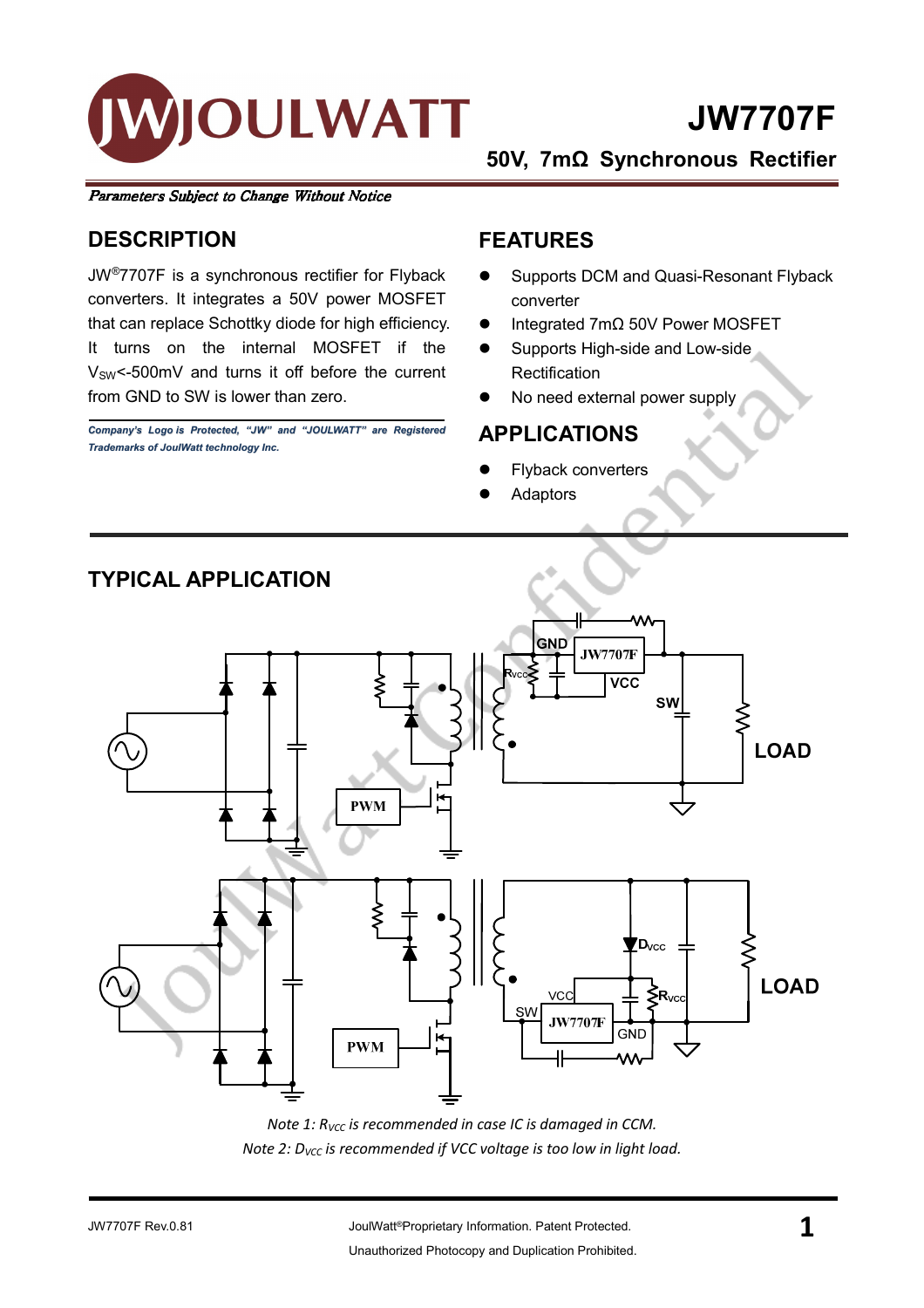# JW7707F

## 50V, 7mΩ Synchronous Rectifier

*Parameters Subject to Change Without Notice*

## DESCRIPTION

JW®7707F is a synchronous rectifier for Flyback converters. It integrates a 50V power MOSFET that can replace Schottky diode for high efficiency. It turns on the internal MOSFET if the $V_{SW}$<-500mV and turns it off before the current from GND to SW is lower than zero.

*Company's Logo is Protected, "JW" and "JOULWATT" are Registered Trademarks of JoulWatt technology Inc.*

## FEATURES

- Supports DCM and Quasi-Resonant Flyback converter
- Integrated 7mΩ 50V Power MOSFET
- Supports High-side and Low-side Rectification
- No need external power supply

## APPLICATIONS

- Flyback converters
- Adaptors

## TYPICAL APPLICATION

*Note 1: $R_{VCC}$ is recommended in case IC is damaged in CCM.*

*Note 2: $D_{VCC}$ is recommended if VCC voltage is too low in light load.*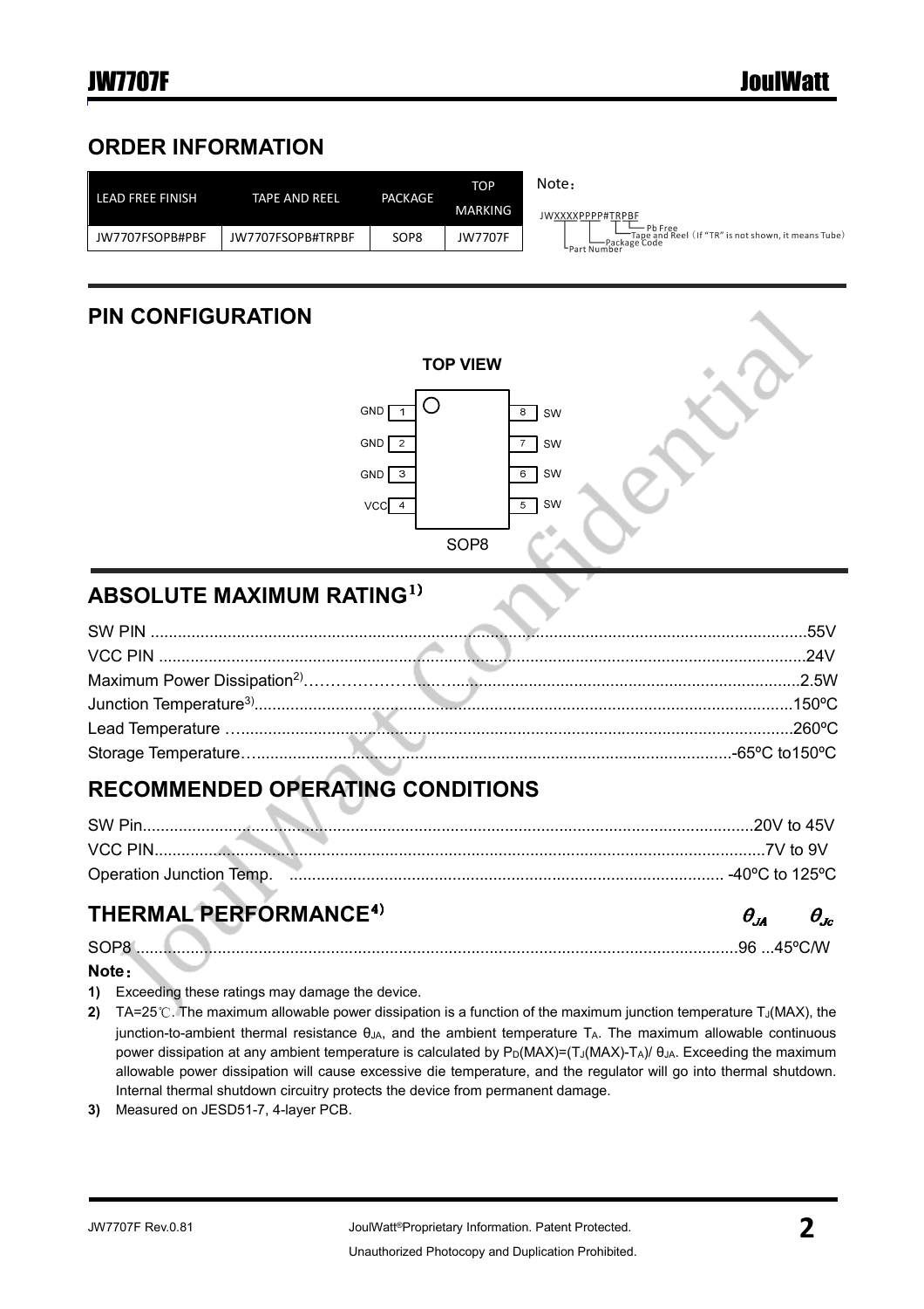## ORDER INFORMATION

| LEAD FREE FINISH | TAPE AND REEL | PACKAGE | TOP MARKING |
|---|---|---|---|
| JW7707FSOPB#PBF | JW7707FSOPB#TRPBF | SOP8 | JW7707F |

Note：

JWXXXXPPPP#TRPBF
- Pb Free
- Tape and Reel（If "TR" is not shown, it means Tube）
- Package Code
- Part Number

## PIN CONFIGURATION

TOP VIEW

| Pin | Name | Pin | Name |
|---|---|---|---|
| 1 | GND | 8 | SW |
| 2 | GND | 7 | SW |
| 3 | GND | 6 | SW |
| 4 | VCC | 5 | SW |

SOP8

## ABSOLUTE MAXIMUM RATING[1)]

SW PIN ........................................................55V
VCC PIN ........................................................24V
Maximum Power Dissipation[2)]........................................................2.5W
Junction Temperature[3)]........................................................150ºC
Lead Temperature ........................................................260ºC
Storage Temperature........................................................-65ºC to150ºC

## RECOMMENDED OPERATING CONDITIONS

SW Pin........................................................20V to 45V
VCC PIN........................................................7V to 9V
Operation Junction Temp. ........................................................ -40ºC to 125ºC

## THERMAL PERFORMANCE[4)]

| | $\theta_{JA}$ | $\theta_{Jc}$ |
|---|---|---|
| SOP8 | 96 | 45ºC/W |

**Note：**

1) Exceeding these ratings may damage the device.
2) TA=25℃. The maximum allowable power dissipation is a function of the maximum junction temperature $T_J$(MAX), the junction-to-ambient thermal resistance $\theta_{JA}$, and the ambient temperature $T_A$. The maximum allowable continuous power dissipation at any ambient temperature is calculated by $P_D(MAX)=(T_J(MAX)-T_A)/\theta_{JA}$. Exceeding the maximum allowable power dissipation will cause excessive die temperature, and the regulator will go into thermal shutdown. Internal thermal shutdown circuitry protects the device from permanent damage.
3) Measured on JESD51-7, 4-layer PCB.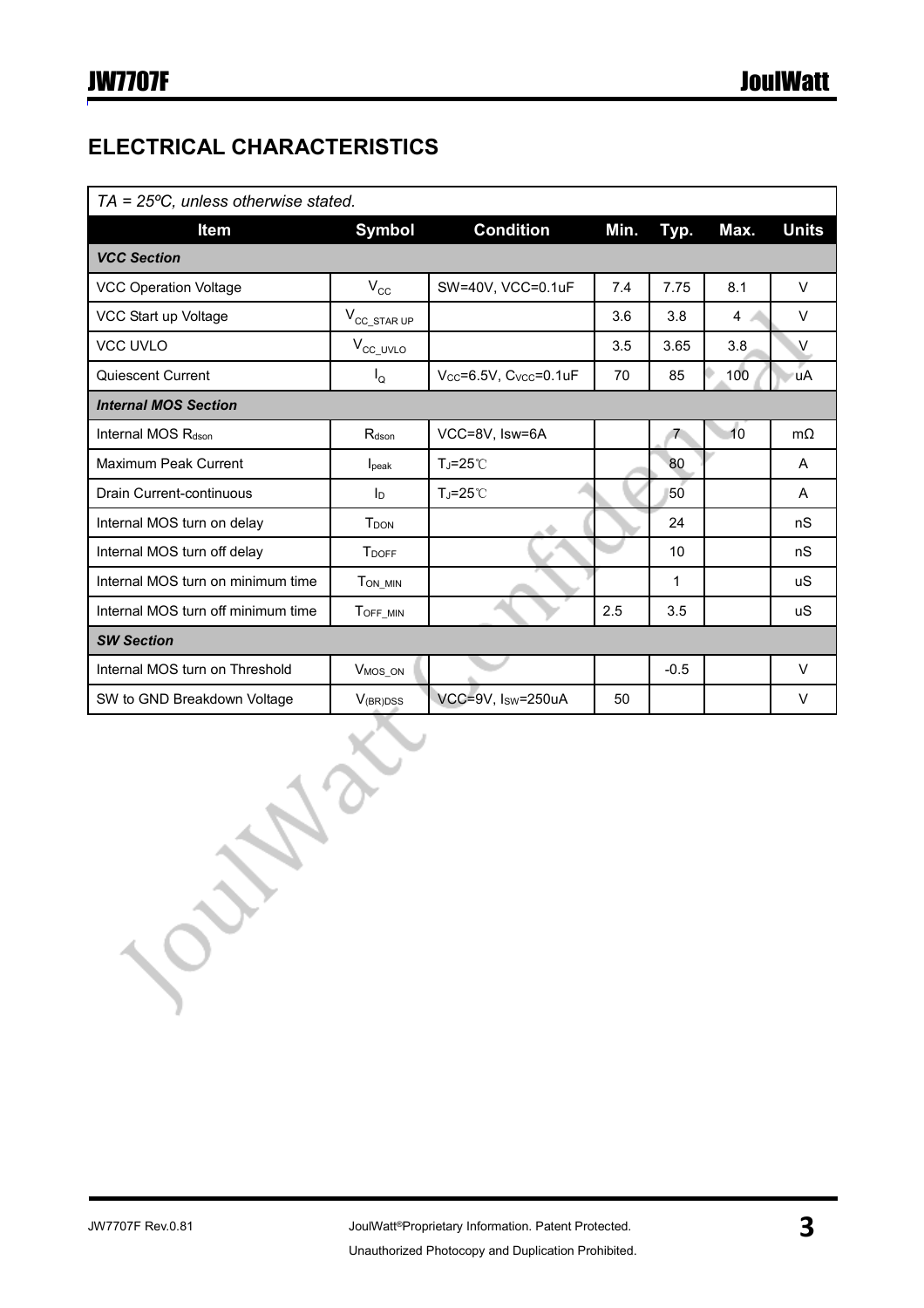## ELECTRICAL CHARACTERISTICS

*TA = 25ºC, unless otherwise stated.*

| Item | Symbol | Condition | Min. | Typ. | Max. | Units |
|---|---|---|---|---|---|---|
| ***VCC Section*** | | | | | | |
| VCC Operation Voltage | $V_{CC}$ | SW=40V, VCC=0.1uF | 7.4 | 7.75 | 8.1 | V |
| VCC Start up Voltage | $V_{CC\_STAR\ UP}$ | | 3.6 | 3.8 | 4 | V |
| VCC UVLO | $V_{CC\_UVLO}$ | | 3.5 | 3.65 | 3.8 | V |
| Quiescent Current | $I_Q$ | $V_{CC}$=6.5V, $C_{VCC}$=0.1uF | 70 | 85 | 100 | uA |
| ***Internal MOS Section*** | | | | | | |
| Internal MOS $R_{dson}$ | $R_{dson}$ | VCC=8V, Isw=6A | | 7 | 10 | mΩ |
| Maximum Peak Current | $I_{peak}$ | $T_J$=25℃ | | 80 | | A |
| Drain Current-continuous | $I_D$ | $T_J$=25℃ | | 50 | | A |
| Internal MOS turn on delay | $T_{DON}$ | | | 24 | | nS |
| Internal MOS turn off delay | $T_{DOFF}$ | | | 10 | | nS |
| Internal MOS turn on minimum time | $T_{ON\_MIN}$ | | | 1 | | uS |
| Internal MOS turn off minimum time | $T_{OFF\_MIN}$ | | 2.5 | 3.5 | | uS |
| ***SW Section*** | | | | | | |
| Internal MOS turn on Threshold | $V_{MOS\_ON}$ | | | -0.5 | | V |
| SW to GND Breakdown Voltage | $V_{(BR)DSS}$ | VCC=9V, $I_{SW}$=250uA | 50 | | | V |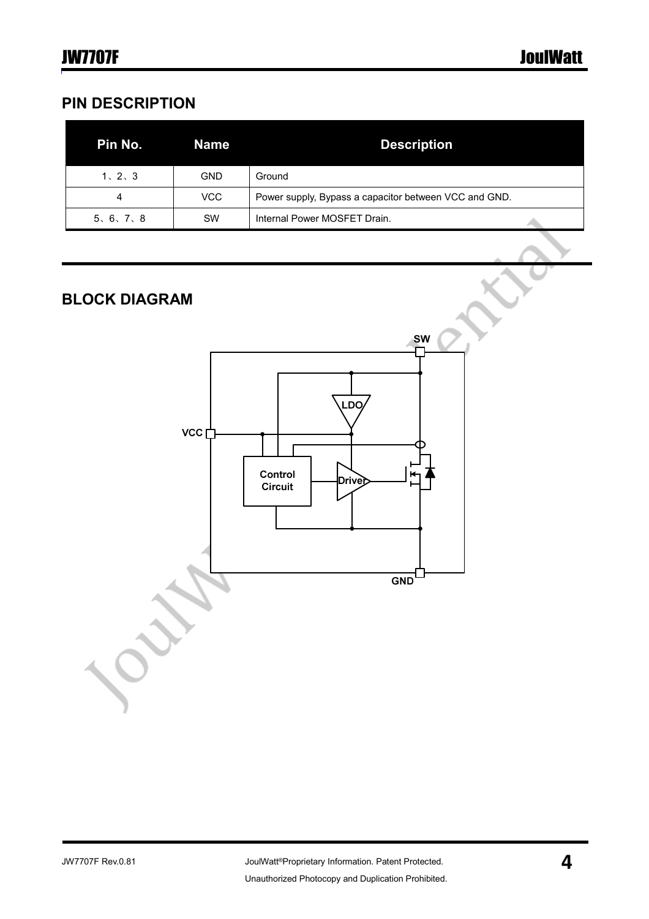## PIN DESCRIPTION

| Pin No. | Name | Description |
|---|---|---|
| 1、2、3 | GND | Ground |
| 4 | VCC | Power supply, Bypass a capacitor between VCC and GND. |
| 5、6、7、8 | SW | Internal Power MOSFET Drain. |

## BLOCK DIAGRAM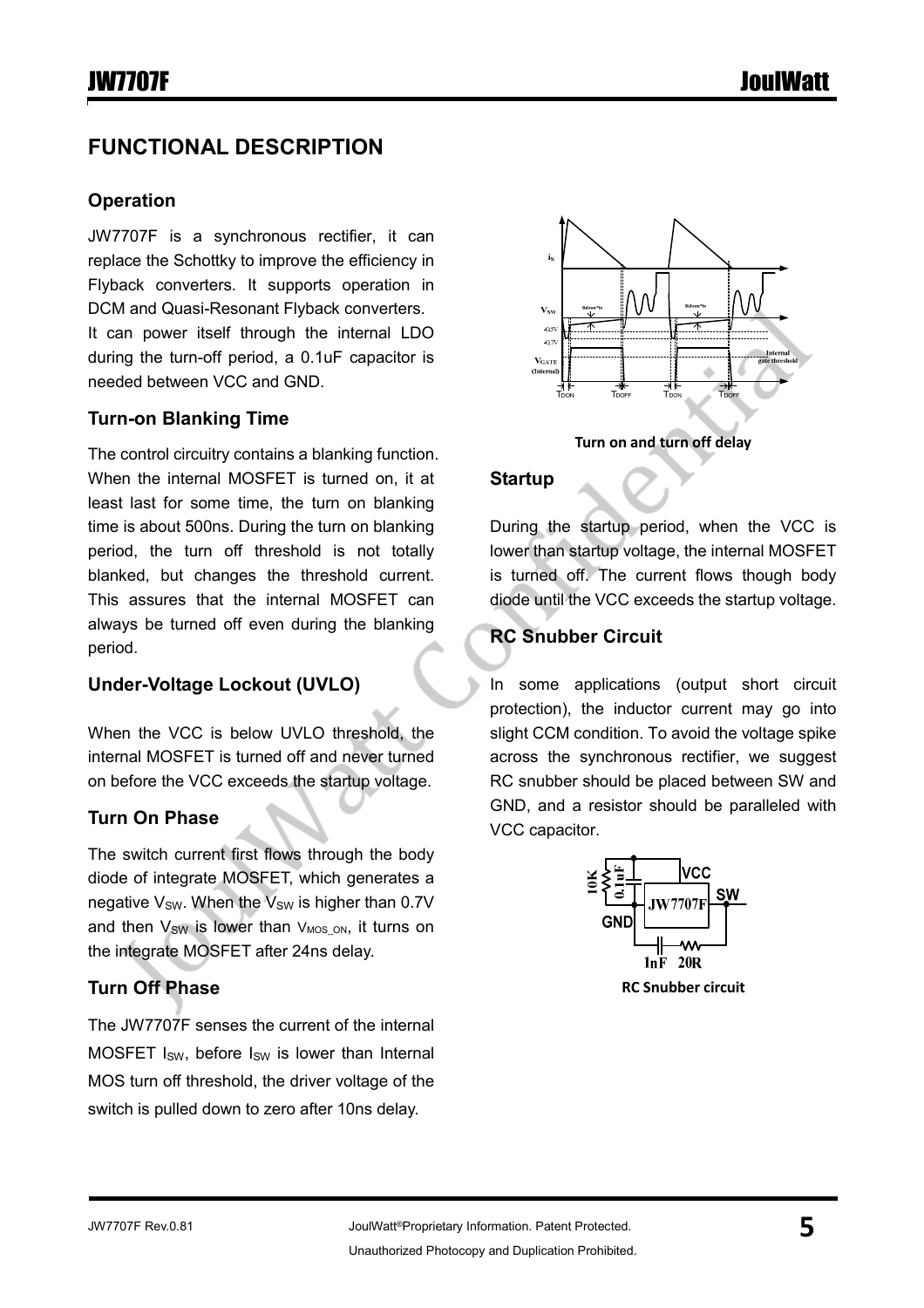# FUNCTIONAL DESCRIPTION

## Operation

JW7707F is a synchronous rectifier, it can replace the Schottky to improve the efficiency in Flyback converters. It supports operation in DCM and Quasi-Resonant Flyback converters.
It can power itself through the internal LDO during the turn-off period, a 0.1uF capacitor is needed between VCC and GND.

## Turn-on Blanking Time

The control circuitry contains a blanking function. When the internal MOSFET is turned on, it at least last for some time, the turn on blanking time is about 500ns. During the turn on blanking period, the turn off threshold is not totally blanked, but changes the threshold current. This assures that the internal MOSFET can always be turned off even during the blanking period.

## Under-Voltage Lockout (UVLO)

When the VCC is below UVLO threshold, the internal MOSFET is turned off and never turned on before the VCC exceeds the startup voltage.

## Turn On Phase

The switch current first flows through the body diode of integrate MOSFET, which generates a negative $V_{SW}$. When the $V_{SW}$ is higher than 0.7V and then $V_{SW}$ is lower than $V_{MOS\_ON}$, it turns on the integrate MOSFET after 24ns delay.

## Turn Off Phase

The JW7707F senses the current of the internal MOSFET $I_{SW}$, before $I_{SW}$ is lower than Internal MOS turn off threshold, the driver voltage of the switch is pulled down to zero after 10ns delay.

Turn on and turn off delay

## Startup

During the startup period, when the VCC is lower than startup voltage, the internal MOSFET is turned off. The current flows though body diode until the VCC exceeds the startup voltage.

## RC Snubber Circuit

In some applications (output short circuit protection), the inductor current may go into slight CCM condition. To avoid the voltage spike across the synchronous rectifier, we suggest RC snubber should be placed between SW and GND, and a resistor should be paralleled with VCC capacitor.

RC Snubber circuit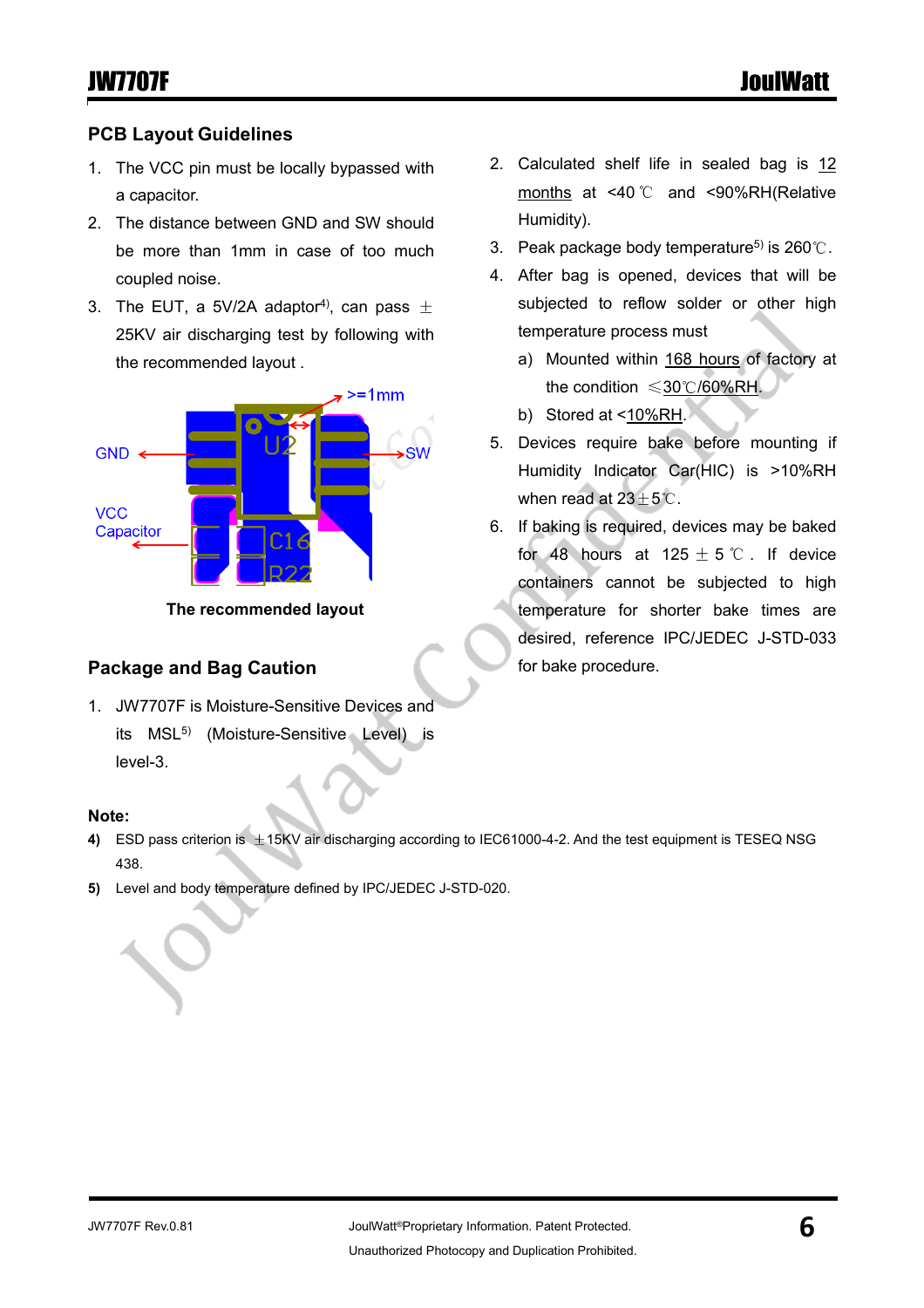## PCB Layout Guidelines

1. The VCC pin must be locally bypassed with a capacitor.
2. The distance between GND and SW should be more than 1mm in case of too much coupled noise.
3. The EUT, a 5V/2A adaptor[4], can pass ±25KV air discharging test by following with the recommended layout .

**The recommended layout**

## Package and Bag Caution

1. JW7707F is Moisture-Sensitive Devices and its MSL[5] (Moisture-Sensitive Level) is level-3.
2. Calculated shelf life in sealed bag is 12 months at <40℃ and <90%RH(Relative Humidity).
3. Peak package body temperature[5] is 260℃.
4. After bag is opened, devices that will be subjected to reflow solder or other high temperature process must
   a) Mounted within 168 hours of factory at the condition ≤30℃/60%RH.
   b) Stored at <10%RH.
5. Devices require bake before mounting if Humidity Indicator Car(HIC) is >10%RH when read at 23±5℃.
6. If baking is required, devices may be baked for 48 hours at 125±5℃. If device containers cannot be subjected to high temperature for shorter bake times are desired, reference IPC/JEDEC J-STD-033 for bake procedure.

**Note:**

**4)** ESD pass criterion is ±15KV air discharging according to IEC61000-4-2. And the test equipment is TESEQ NSG 438.

**5)** Level and body temperature defined by IPC/JEDEC J-STD-020.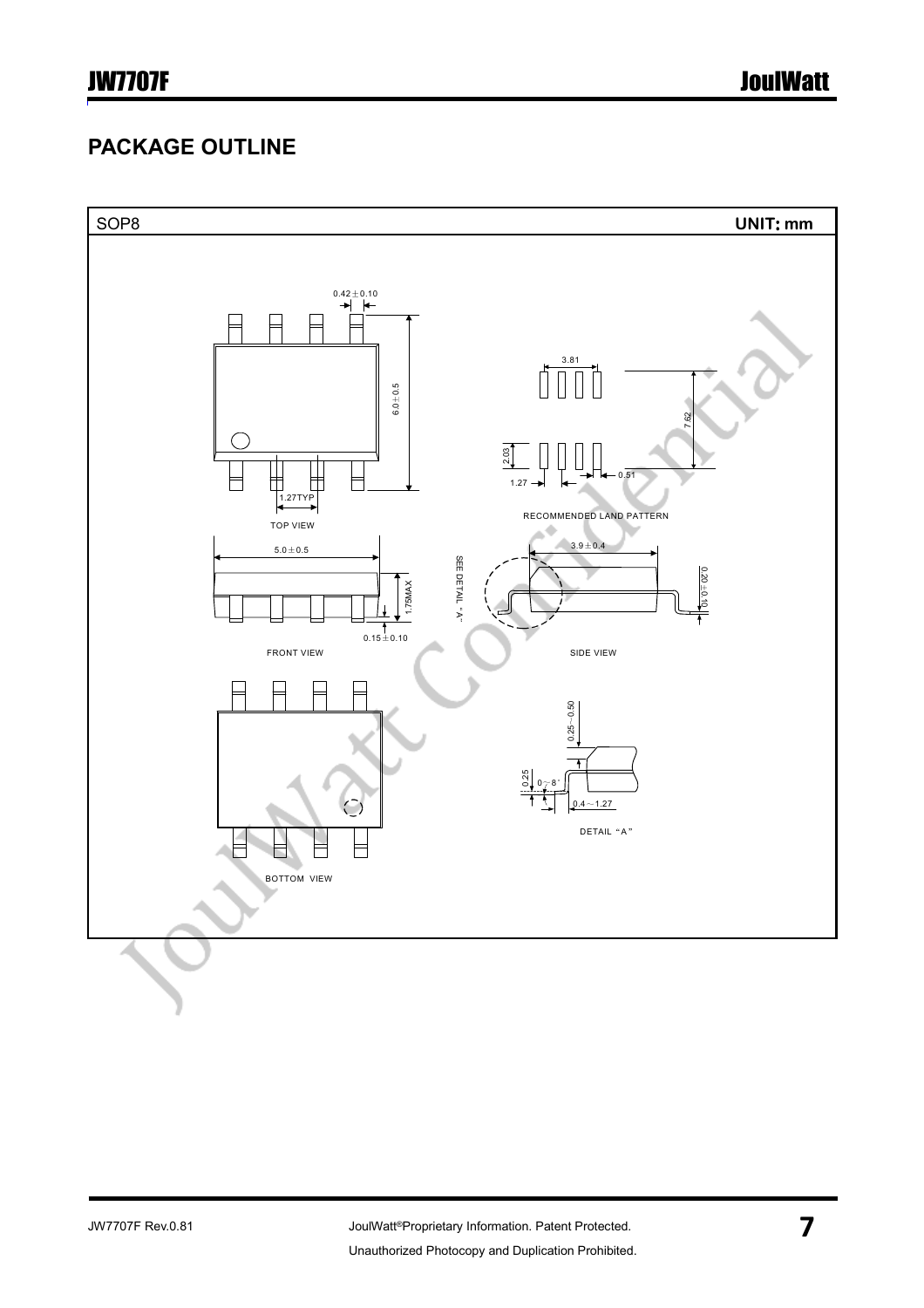## PACKAGE OUTLINE

SOP8 **UNIT: mm**

0.42±0.10

6.0±0.5

1.27TYP

TOP VIEW

3.81

7.62

2.03

1.27

0.51

RECOMMENDED LAND PATTERN

5.0±0.5

1.75MAX

0.15±0.10

FRONT VIEW

SEE DETAIL "A"

3.9±0.4

0.20±0.10

SIDE VIEW

0.25~0.50

0.25

0~8°

0.4~1.27

DETAIL "A"

BOTTOM VIEW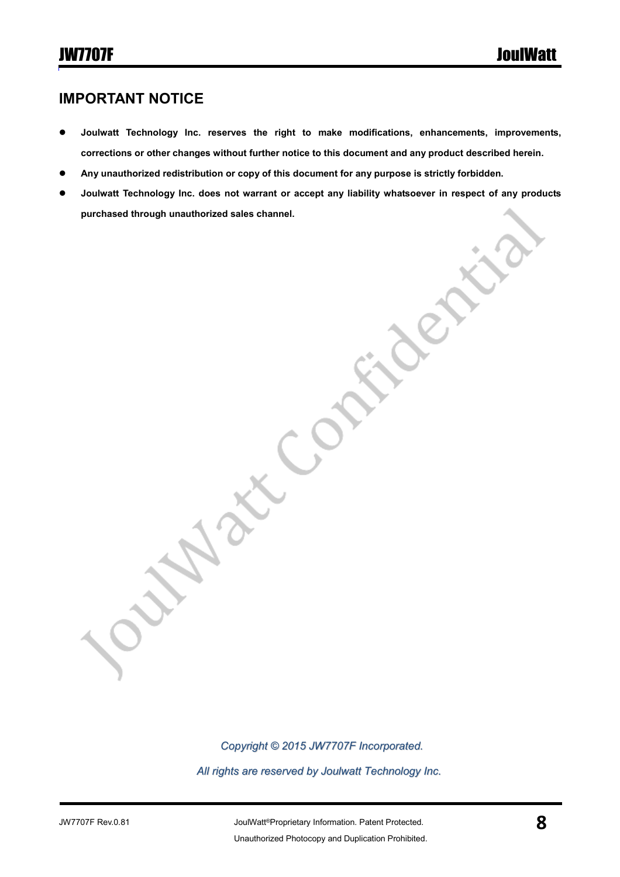## IMPORTANT NOTICE

- **Joulwatt Technology Inc. reserves the right to make modifications, enhancements, improvements, corrections or other changes without further notice to this document and any product described herein.**
- **Any unauthorized redistribution or copy of this document for any purpose is strictly forbidden.**
- **Joulwatt Technology Inc. does not warrant or accept any liability whatsoever in respect of any products purchased through unauthorized sales channel.**

*Copyright © 2015 JW7707F Incorporated.*

*All rights are reserved by Joulwatt Technology Inc.*